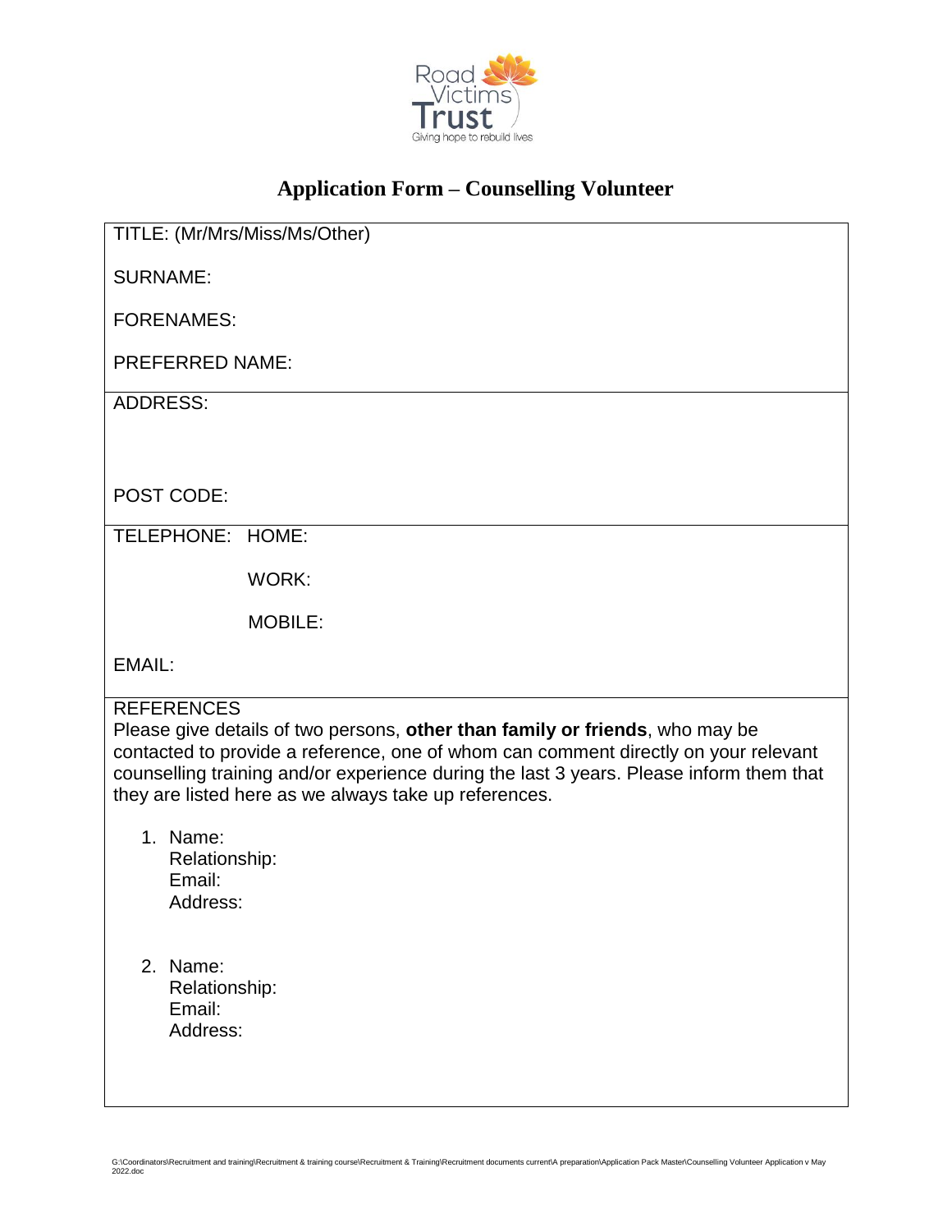# Application Form – Counselling Volunteer

TITLE: (Mr/Mrs/Miss/Ms/Other)

SURNAME:

FORENAMES:

PREFERRED NAME:

ADDRESS:

POST CODE:

TELEPHONE: HOME:

WORK:

MOBILE:

EMAIL:

REFERENCES

Please give details of two persons, **other than family or friends**, who may be contacted to provide a reference, one of whom can comment directly on your relevant counselling training and/or experience during the last 3 years. Please inform them that they are listed here as we always take up references.

1. Name:
   Relationship:
   Email:
   Address:

2. Name:
   Relationship:
   Email:
   Address: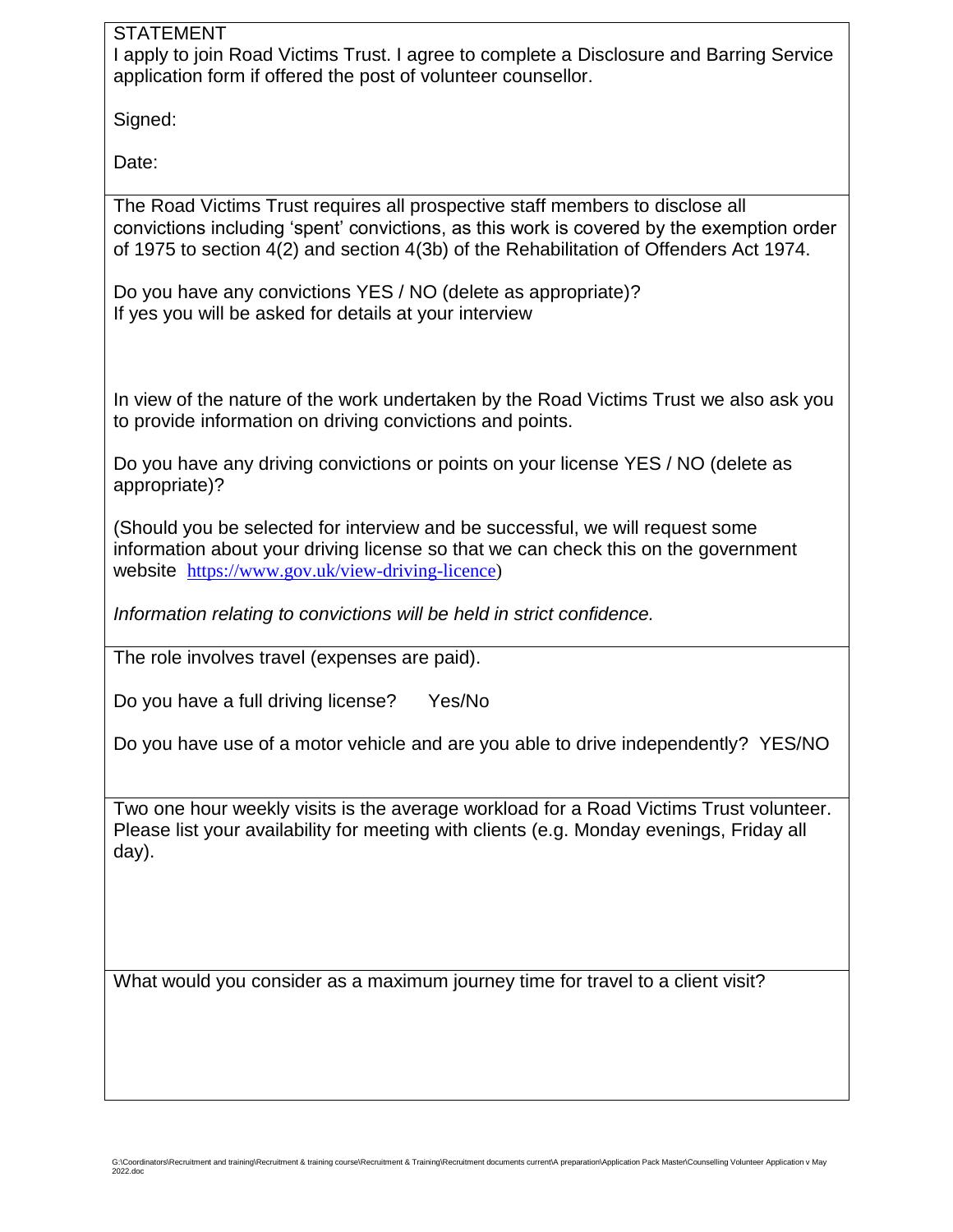STATEMENT

I apply to join Road Victims Trust. I agree to complete a Disclosure and Barring Service application form if offered the post of volunteer counsellor.

Signed:

Date:

The Road Victims Trust requires all prospective staff members to disclose all convictions including 'spent' convictions, as this work is covered by the exemption order of 1975 to section 4(2) and section 4(3b) of the Rehabilitation of Offenders Act 1974.

Do you have any convictions YES / NO (delete as appropriate)?
If yes you will be asked for details at your interview

In view of the nature of the work undertaken by the Road Victims Trust we also ask you to provide information on driving convictions and points.

Do you have any driving convictions or points on your license YES / NO (delete as appropriate)?

(Should you be selected for interview and be successful, we will request some information about your driving license so that we can check this on the government website https://www.gov.uk/view-driving-licence)

*Information relating to convictions will be held in strict confidence.*

The role involves travel (expenses are paid).

Do you have a full driving license? Yes/No

Do you have use of a motor vehicle and are you able to drive independently? YES/NO

Two one hour weekly visits is the average workload for a Road Victims Trust volunteer. Please list your availability for meeting with clients (e.g. Monday evenings, Friday all day).

What would you consider as a maximum journey time for travel to a client visit?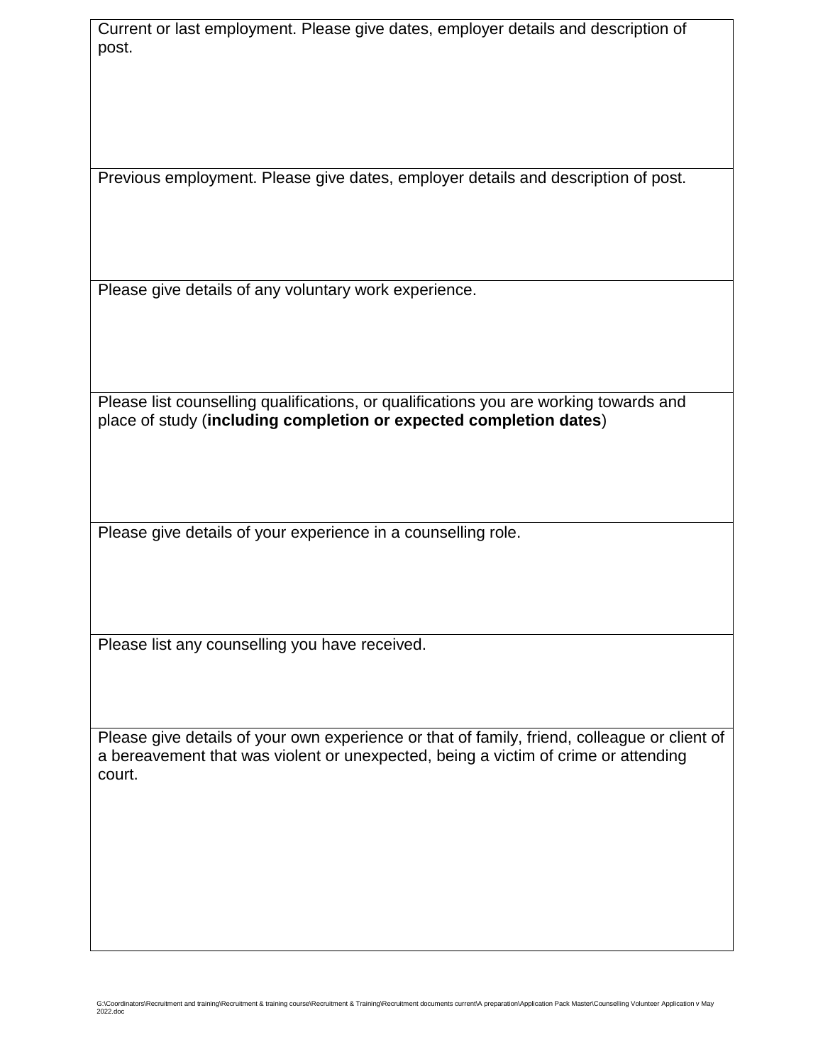| Current or last employment. Please give dates, employer details and description of post. |
| --- |
| Previous employment. Please give dates, employer details and description of post. |
| Please give details of any voluntary work experience. |
| Please list counselling qualifications, or qualifications you are working towards and place of study (**including completion or expected completion dates**) |
| Please give details of your experience in a counselling role. |
| Please list any counselling you have received. |
| Please give details of your own experience or that of family, friend, colleague or client of a bereavement that was violent or unexpected, being a victim of crime or attending court. |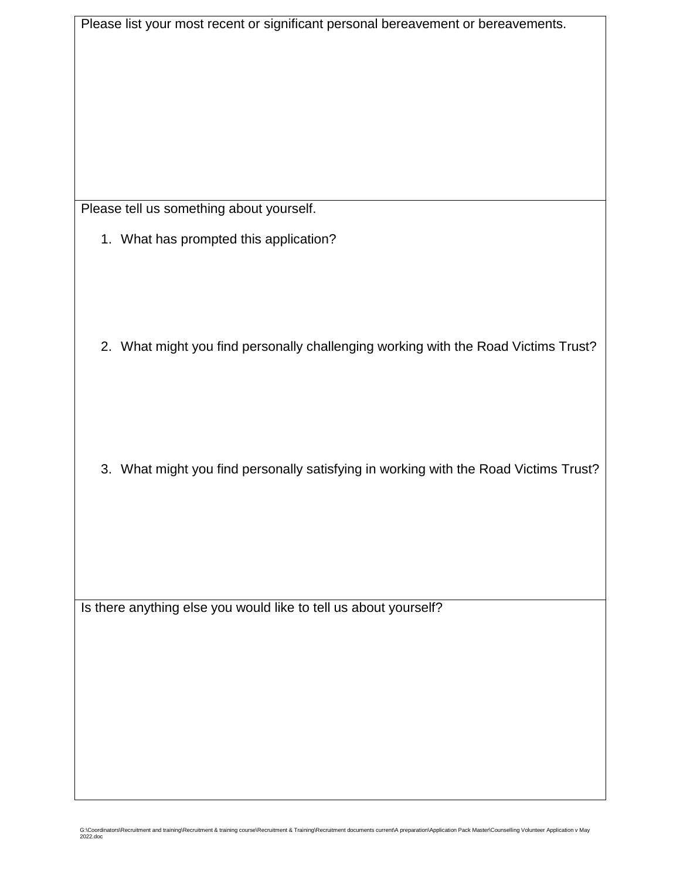Please list your most recent or significant personal bereavement or bereavements.

Please tell us something about yourself.

1. What has prompted this application?

2. What might you find personally challenging working with the Road Victims Trust?

3. What might you find personally satisfying in working with the Road Victims Trust?

Is there anything else you would like to tell us about yourself?

G:\Coordinators\Recruitment and training\Recruitment & training course\Recruitment & Training\Recruitment documents current\A preparation\Application Pack Master\Counselling Volunteer Application v May 2022.doc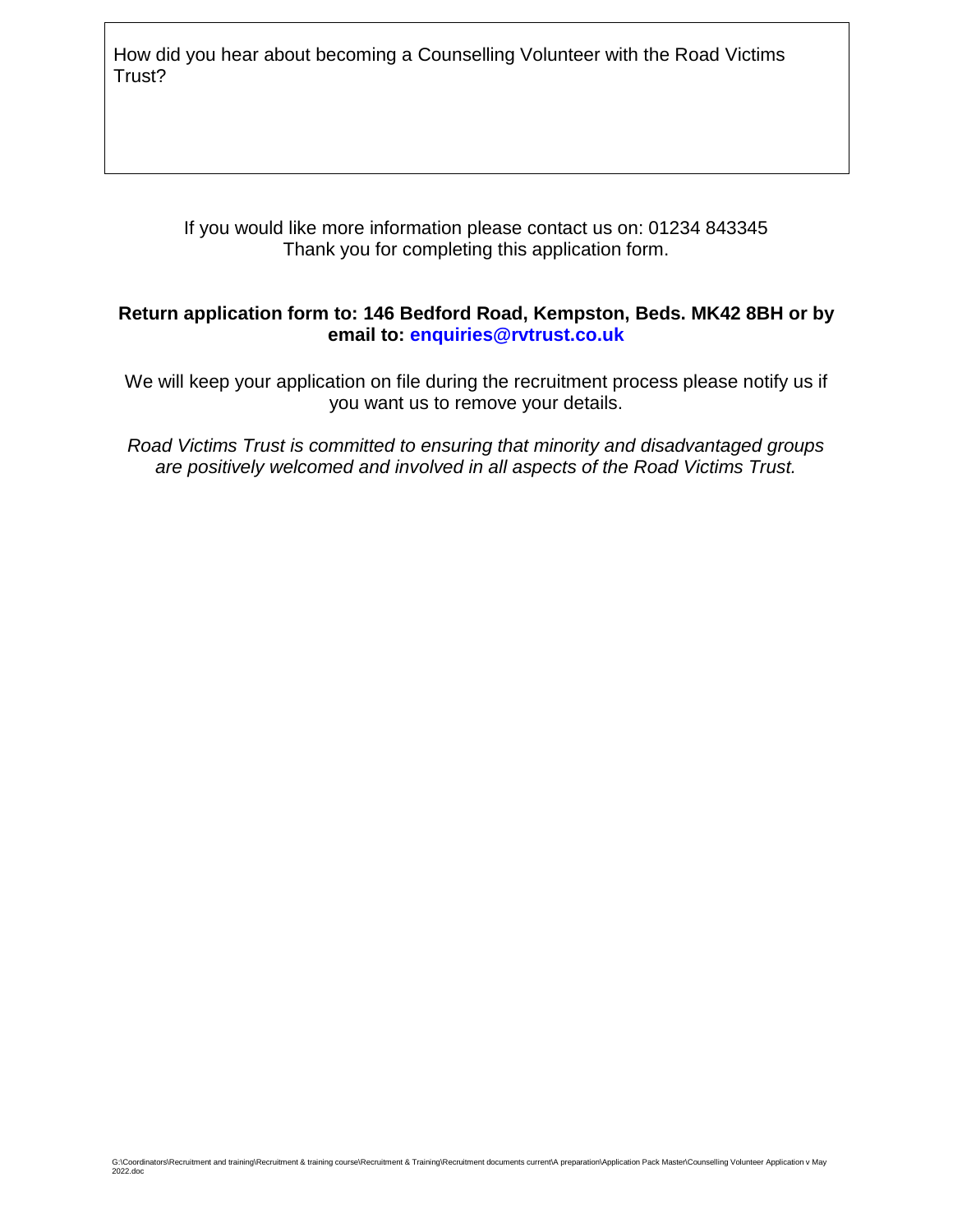How did you hear about becoming a Counselling Volunteer with the Road Victims Trust?

If you would like more information please contact us on: 01234 843345
Thank you for completing this application form.

**Return application form to: 146 Bedford Road, Kempston, Beds. MK42 8BH or by email to: enquiries@rvtrust.co.uk**

We will keep your application on file during the recruitment process please notify us if you want us to remove your details.

*Road Victims Trust is committed to ensuring that minority and disadvantaged groups are positively welcomed and involved in all aspects of the Road Victims Trust.*